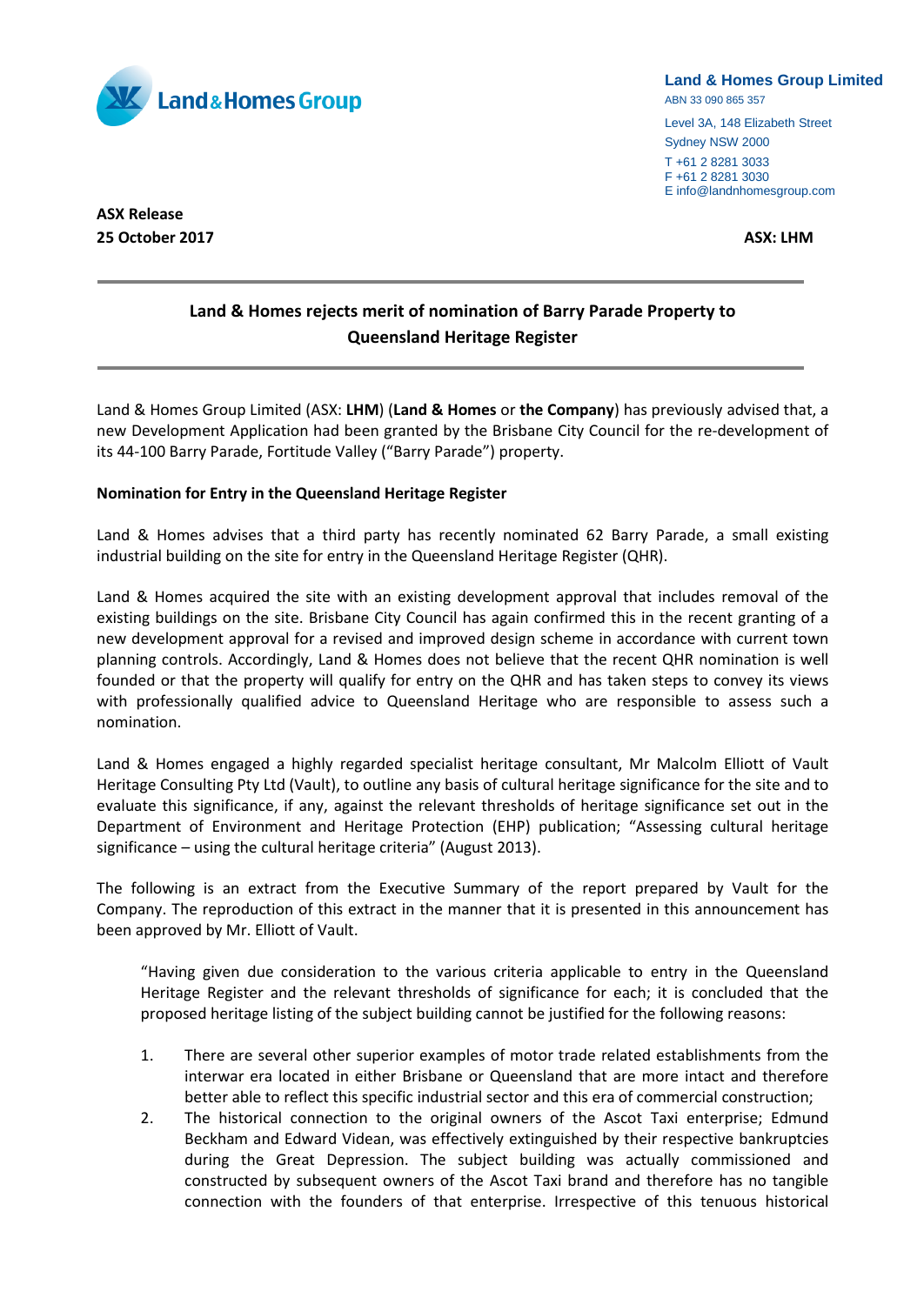Land & Homes Group Limited
ABN 33 090 865 357
Level 3A, 148 Elizabeth Street
Sydney NSW 2000
T +61 2 8281 3033
F +61 2 8281 3030
E info@landnhomesgroup.com

**ASX Release**
**25 October 2017**

**ASX: LHM**

## Land & Homes rejects merit of nomination of Barry Parade Property to Queensland Heritage Register

Land & Homes Group Limited (ASX: **LHM**) (**Land & Homes** or **the Company**) has previously advised that, a new Development Application had been granted by the Brisbane City Council for the re-development of its 44-100 Barry Parade, Fortitude Valley ("Barry Parade") property.

**Nomination for Entry in the Queensland Heritage Register**

Land & Homes advises that a third party has recently nominated 62 Barry Parade, a small existing industrial building on the site for entry in the Queensland Heritage Register (QHR).

Land & Homes acquired the site with an existing development approval that includes removal of the existing buildings on the site. Brisbane City Council has again confirmed this in the recent granting of a new development approval for a revised and improved design scheme in accordance with current town planning controls. Accordingly, Land & Homes does not believe that the recent QHR nomination is well founded or that the property will qualify for entry on the QHR and has taken steps to convey its views with professionally qualified advice to Queensland Heritage who are responsible to assess such a nomination.

Land & Homes engaged a highly regarded specialist heritage consultant, Mr Malcolm Elliott of Vault Heritage Consulting Pty Ltd (Vault), to outline any basis of cultural heritage significance for the site and to evaluate this significance, if any, against the relevant thresholds of heritage significance set out in the Department of Environment and Heritage Protection (EHP) publication; "Assessing cultural heritage significance – using the cultural heritage criteria" (August 2013).

The following is an extract from the Executive Summary of the report prepared by Vault for the Company. The reproduction of this extract in the manner that it is presented in this announcement has been approved by Mr. Elliott of Vault.

> "Having given due consideration to the various criteria applicable to entry in the Queensland Heritage Register and the relevant thresholds of significance for each; it is concluded that the proposed heritage listing of the subject building cannot be justified for the following reasons:
>
> 1. There are several other superior examples of motor trade related establishments from the interwar era located in either Brisbane or Queensland that are more intact and therefore better able to reflect this specific industrial sector and this era of commercial construction;
> 2. The historical connection to the original owners of the Ascot Taxi enterprise; Edmund Beckham and Edward Videan, was effectively extinguished by their respective bankruptcies during the Great Depression. The subject building was actually commissioned and constructed by subsequent owners of the Ascot Taxi brand and therefore has no tangible connection with the founders of that enterprise. Irrespective of this tenuous historical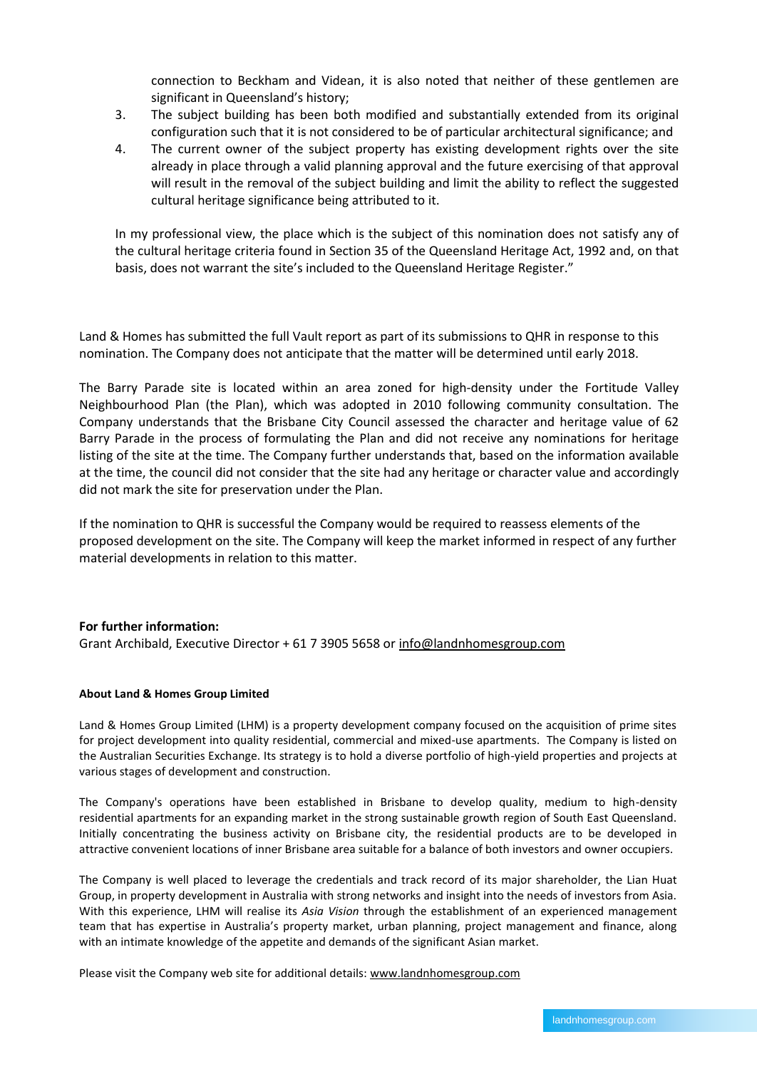connection to Beckham and Videan, it is also noted that neither of these gentlemen are significant in Queensland's history;

3. The subject building has been both modified and substantially extended from its original configuration such that it is not considered to be of particular architectural significance; and
4. The current owner of the subject property has existing development rights over the site already in place through a valid planning approval and the future exercising of that approval will result in the removal of the subject building and limit the ability to reflect the suggested cultural heritage significance being attributed to it.

In my professional view, the place which is the subject of this nomination does not satisfy any of the cultural heritage criteria found in Section 35 of the Queensland Heritage Act, 1992 and, on that basis, does not warrant the site's included to the Queensland Heritage Register."

Land & Homes has submitted the full Vault report as part of its submissions to QHR in response to this nomination. The Company does not anticipate that the matter will be determined until early 2018.

The Barry Parade site is located within an area zoned for high-density under the Fortitude Valley Neighbourhood Plan (the Plan), which was adopted in 2010 following community consultation. The Company understands that the Brisbane City Council assessed the character and heritage value of 62 Barry Parade in the process of formulating the Plan and did not receive any nominations for heritage listing of the site at the time. The Company further understands that, based on the information available at the time, the council did not consider that the site had any heritage or character value and accordingly did not mark the site for preservation under the Plan.

If the nomination to QHR is successful the Company would be required to reassess elements of the proposed development on the site. The Company will keep the market informed in respect of any further material developments in relation to this matter.

**For further information:**
Grant Archibald, Executive Director + 61 7 3905 5658 or info@landnhomesgroup.com

**About Land & Homes Group Limited**

Land & Homes Group Limited (LHM) is a property development company focused on the acquisition of prime sites for project development into quality residential, commercial and mixed-use apartments. The Company is listed on the Australian Securities Exchange. Its strategy is to hold a diverse portfolio of high-yield properties and projects at various stages of development and construction.

The Company's operations have been established in Brisbane to develop quality, medium to high-density residential apartments for an expanding market in the strong sustainable growth region of South East Queensland. Initially concentrating the business activity on Brisbane city, the residential products are to be developed in attractive convenient locations of inner Brisbane area suitable for a balance of both investors and owner occupiers.

The Company is well placed to leverage the credentials and track record of its major shareholder, the Lian Huat Group, in property development in Australia with strong networks and insight into the needs of investors from Asia. With this experience, LHM will realise its *Asia Vision* through the establishment of an experienced management team that has expertise in Australia's property market, urban planning, project management and finance, along with an intimate knowledge of the appetite and demands of the significant Asian market.

Please visit the Company web site for additional details: www.landnhomesgroup.com